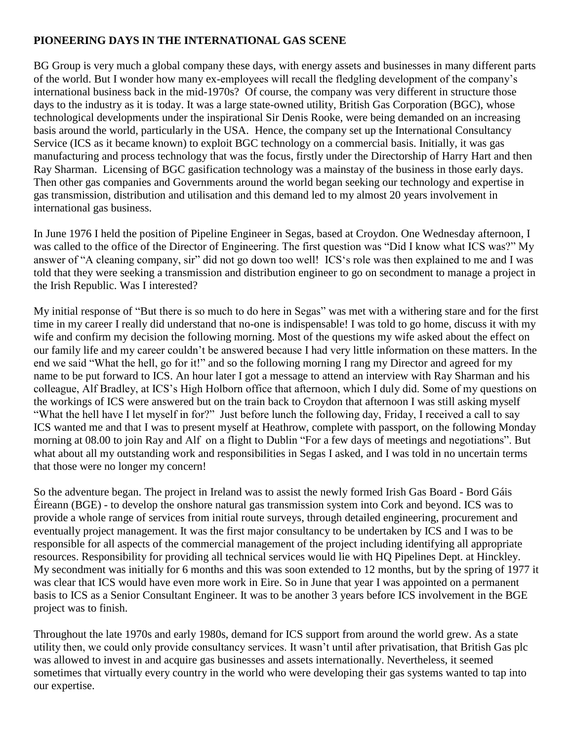**PIONEERING DAYS IN THE INTERNATIONAL GAS SCENE**

BG Group is very much a global company these days, with energy assets and businesses in many different parts of the world. But I wonder how many ex-employees will recall the fledgling development of the company's international business back in the mid-1970s? Of course, the company was very different in structure those days to the industry as it is today. It was a large state-owned utility, British Gas Corporation (BGC), whose technological developments under the inspirational Sir Denis Rooke, were being demanded on an increasing basis around the world, particularly in the USA. Hence, the company set up the International Consultancy Service (ICS as it became known) to exploit BGC technology on a commercial basis. Initially, it was gas manufacturing and process technology that was the focus, firstly under the Directorship of Harry Hart and then Ray Sharman. Licensing of BGC gasification technology was a mainstay of the business in those early days. Then other gas companies and Governments around the world began seeking our technology and expertise in gas transmission, distribution and utilisation and this demand led to my almost 20 years involvement in international gas business.

In June 1976 I held the position of Pipeline Engineer in Segas, based at Croydon. One Wednesday afternoon, I was called to the office of the Director of Engineering. The first question was "Did I know what ICS was?" My answer of "A cleaning company, sir" did not go down too well! ICS's role was then explained to me and I was told that they were seeking a transmission and distribution engineer to go on secondment to manage a project in the Irish Republic. Was I interested?

My initial response of "But there is so much to do here in Segas" was met with a withering stare and for the first time in my career I really did understand that no-one is indispensable! I was told to go home, discuss it with my wife and confirm my decision the following morning. Most of the questions my wife asked about the effect on our family life and my career couldn't be answered because I had very little information on these matters. In the end we said "What the hell, go for it!" and so the following morning I rang my Director and agreed for my name to be put forward to ICS. An hour later I got a message to attend an interview with Ray Sharman and his colleague, Alf Bradley, at ICS's High Holborn office that afternoon, which I duly did. Some of my questions on the workings of ICS were answered but on the train back to Croydon that afternoon I was still asking myself "What the hell have I let myself in for?" Just before lunch the following day, Friday, I received a call to say ICS wanted me and that I was to present myself at Heathrow, complete with passport, on the following Monday morning at 08.00 to join Ray and Alf on a flight to Dublin "For a few days of meetings and negotiations". But what about all my outstanding work and responsibilities in Segas I asked, and I was told in no uncertain terms that those were no longer my concern!

So the adventure began. The project in Ireland was to assist the newly formed Irish Gas Board - Bord Gáis Éireann (BGE) - to develop the onshore natural gas transmission system into Cork and beyond. ICS was to provide a whole range of services from initial route surveys, through detailed engineering, procurement and eventually project management. It was the first major consultancy to be undertaken by ICS and I was to be responsible for all aspects of the commercial management of the project including identifying all appropriate resources. Responsibility for providing all technical services would lie with HQ Pipelines Dept. at Hinckley. My secondment was initially for 6 months and this was soon extended to 12 months, but by the spring of 1977 it was clear that ICS would have even more work in Eire. So in June that year I was appointed on a permanent basis to ICS as a Senior Consultant Engineer. It was to be another 3 years before ICS involvement in the BGE project was to finish.

Throughout the late 1970s and early 1980s, demand for ICS support from around the world grew. As a state utility then, we could only provide consultancy services. It wasn't until after privatisation, that British Gas plc was allowed to invest in and acquire gas businesses and assets internationally. Nevertheless, it seemed sometimes that virtually every country in the world who were developing their gas systems wanted to tap into our expertise.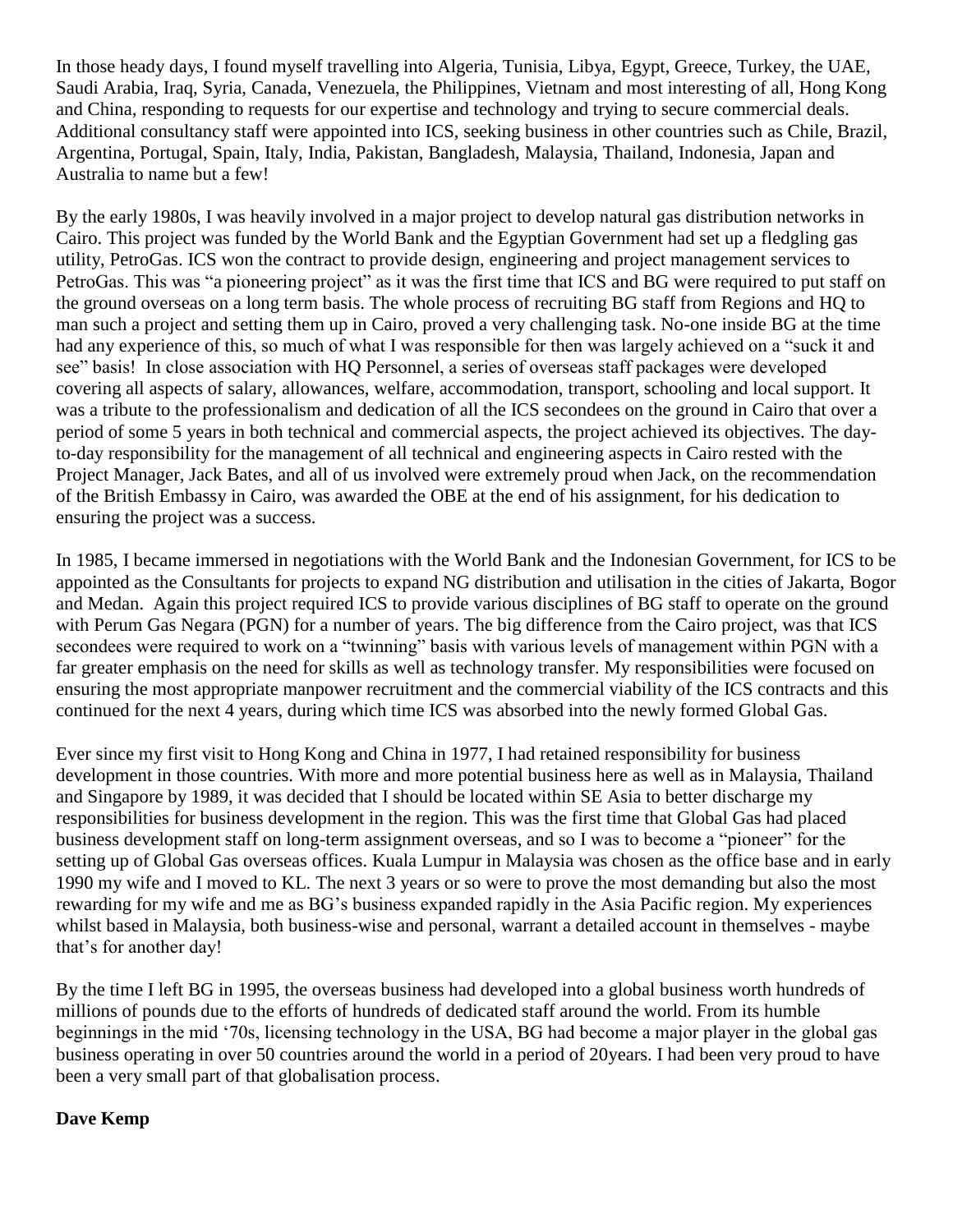In those heady days, I found myself travelling into Algeria, Tunisia, Libya, Egypt, Greece, Turkey, the UAE, Saudi Arabia, Iraq, Syria, Canada, Venezuela, the Philippines, Vietnam and most interesting of all, Hong Kong and China, responding to requests for our expertise and technology and trying to secure commercial deals. Additional consultancy staff were appointed into ICS, seeking business in other countries such as Chile, Brazil, Argentina, Portugal, Spain, Italy, India, Pakistan, Bangladesh, Malaysia, Thailand, Indonesia, Japan and Australia to name but a few!

By the early 1980s, I was heavily involved in a major project to develop natural gas distribution networks in Cairo. This project was funded by the World Bank and the Egyptian Government had set up a fledgling gas utility, PetroGas. ICS won the contract to provide design, engineering and project management services to PetroGas. This was "a pioneering project" as it was the first time that ICS and BG were required to put staff on the ground overseas on a long term basis. The whole process of recruiting BG staff from Regions and HQ to man such a project and setting them up in Cairo, proved a very challenging task. No-one inside BG at the time had any experience of this, so much of what I was responsible for then was largely achieved on a "suck it and see" basis! In close association with HQ Personnel, a series of overseas staff packages were developed covering all aspects of salary, allowances, welfare, accommodation, transport, schooling and local support. It was a tribute to the professionalism and dedication of all the ICS secondees on the ground in Cairo that over a period of some 5 years in both technical and commercial aspects, the project achieved its objectives. The day-to-day responsibility for the management of all technical and engineering aspects in Cairo rested with the Project Manager, Jack Bates, and all of us involved were extremely proud when Jack, on the recommendation of the British Embassy in Cairo, was awarded the OBE at the end of his assignment, for his dedication to ensuring the project was a success.

In 1985, I became immersed in negotiations with the World Bank and the Indonesian Government, for ICS to be appointed as the Consultants for projects to expand NG distribution and utilisation in the cities of Jakarta, Bogor and Medan. Again this project required ICS to provide various disciplines of BG staff to operate on the ground with Perum Gas Negara (PGN) for a number of years. The big difference from the Cairo project, was that ICS secondees were required to work on a "twinning" basis with various levels of management within PGN with a far greater emphasis on the need for skills as well as technology transfer. My responsibilities were focused on ensuring the most appropriate manpower recruitment and the commercial viability of the ICS contracts and this continued for the next 4 years, during which time ICS was absorbed into the newly formed Global Gas.

Ever since my first visit to Hong Kong and China in 1977, I had retained responsibility for business development in those countries. With more and more potential business here as well as in Malaysia, Thailand and Singapore by 1989, it was decided that I should be located within SE Asia to better discharge my responsibilities for business development in the region. This was the first time that Global Gas had placed business development staff on long-term assignment overseas, and so I was to become a "pioneer" for the setting up of Global Gas overseas offices. Kuala Lumpur in Malaysia was chosen as the office base and in early 1990 my wife and I moved to KL. The next 3 years or so were to prove the most demanding but also the most rewarding for my wife and me as BG's business expanded rapidly in the Asia Pacific region. My experiences whilst based in Malaysia, both business-wise and personal, warrant a detailed account in themselves - maybe that's for another day!

By the time I left BG in 1995, the overseas business had developed into a global business worth hundreds of millions of pounds due to the efforts of hundreds of dedicated staff around the world. From its humble beginnings in the mid '70s, licensing technology in the USA, BG had become a major player in the global gas business operating in over 50 countries around the world in a period of 20years. I had been very proud to have been a very small part of that globalisation process.

**Dave Kemp**